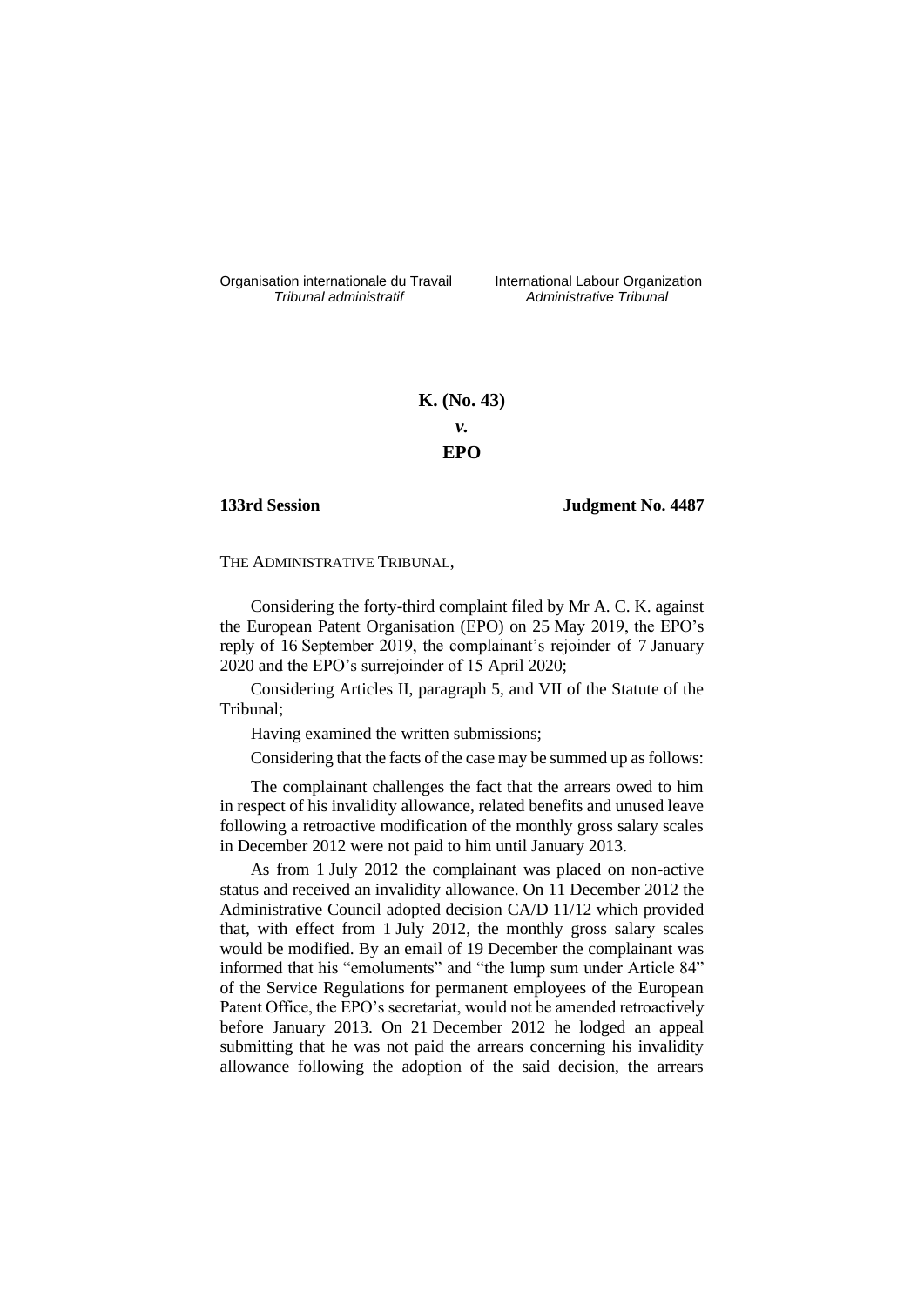Organisation internationale du Travail
*Tribunal administratif*

International Labour Organization
*Administrative Tribunal*

**K. (No. 43)**

***v.***

**EPO**

**133rd Session**

**Judgment No. 4487**

THE ADMINISTRATIVE TRIBUNAL,

Considering the forty-third complaint filed by Mr A. C. K. against the European Patent Organisation (EPO) on 25 May 2019, the EPO's reply of 16 September 2019, the complainant's rejoinder of 7 January 2020 and the EPO's surrejoinder of 15 April 2020;

Considering Articles II, paragraph 5, and VII of the Statute of the Tribunal;

Having examined the written submissions;

Considering that the facts of the case may be summed up as follows:

The complainant challenges the fact that the arrears owed to him in respect of his invalidity allowance, related benefits and unused leave following a retroactive modification of the monthly gross salary scales in December 2012 were not paid to him until January 2013.

As from 1 July 2012 the complainant was placed on non-active status and received an invalidity allowance. On 11 December 2012 the Administrative Council adopted decision CA/D 11/12 which provided that, with effect from 1 July 2012, the monthly gross salary scales would be modified. By an email of 19 December the complainant was informed that his "emoluments" and "the lump sum under Article 84" of the Service Regulations for permanent employees of the European Patent Office, the EPO's secretariat, would not be amended retroactively before January 2013. On 21 December 2012 he lodged an appeal submitting that he was not paid the arrears concerning his invalidity allowance following the adoption of the said decision, the arrears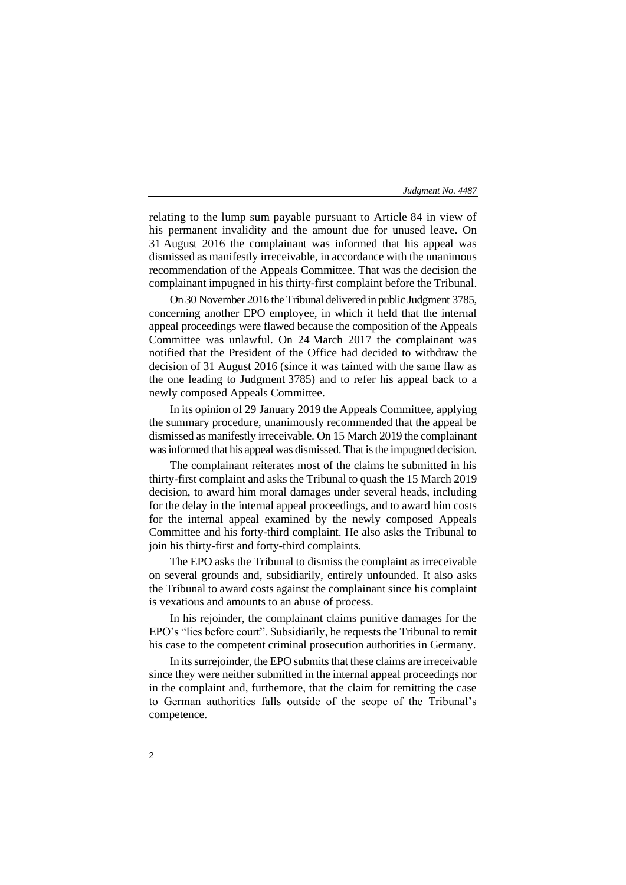relating to the lump sum payable pursuant to Article 84 in view of his permanent invalidity and the amount due for unused leave. On 31 August 2016 the complainant was informed that his appeal was dismissed as manifestly irreceivable, in accordance with the unanimous recommendation of the Appeals Committee. That was the decision the complainant impugned in his thirty-first complaint before the Tribunal.

On 30 November 2016 the Tribunal delivered in public Judgment 3785, concerning another EPO employee, in which it held that the internal appeal proceedings were flawed because the composition of the Appeals Committee was unlawful. On 24 March 2017 the complainant was notified that the President of the Office had decided to withdraw the decision of 31 August 2016 (since it was tainted with the same flaw as the one leading to Judgment 3785) and to refer his appeal back to a newly composed Appeals Committee.

In its opinion of 29 January 2019 the Appeals Committee, applying the summary procedure, unanimously recommended that the appeal be dismissed as manifestly irreceivable. On 15 March 2019 the complainant was informed that his appeal was dismissed. That is the impugned decision.

The complainant reiterates most of the claims he submitted in his thirty-first complaint and asks the Tribunal to quash the 15 March 2019 decision, to award him moral damages under several heads, including for the delay in the internal appeal proceedings, and to award him costs for the internal appeal examined by the newly composed Appeals Committee and his forty-third complaint. He also asks the Tribunal to join his thirty-first and forty-third complaints.

The EPO asks the Tribunal to dismiss the complaint as irreceivable on several grounds and, subsidiarily, entirely unfounded. It also asks the Tribunal to award costs against the complainant since his complaint is vexatious and amounts to an abuse of process.

In his rejoinder, the complainant claims punitive damages for the EPO's "lies before court". Subsidiarily, he requests the Tribunal to remit his case to the competent criminal prosecution authorities in Germany.

In its surrejoinder, the EPO submits that these claims are irreceivable since they were neither submitted in the internal appeal proceedings nor in the complaint and, furthermore, that the claim for remitting the case to German authorities falls outside of the scope of the Tribunal's competence.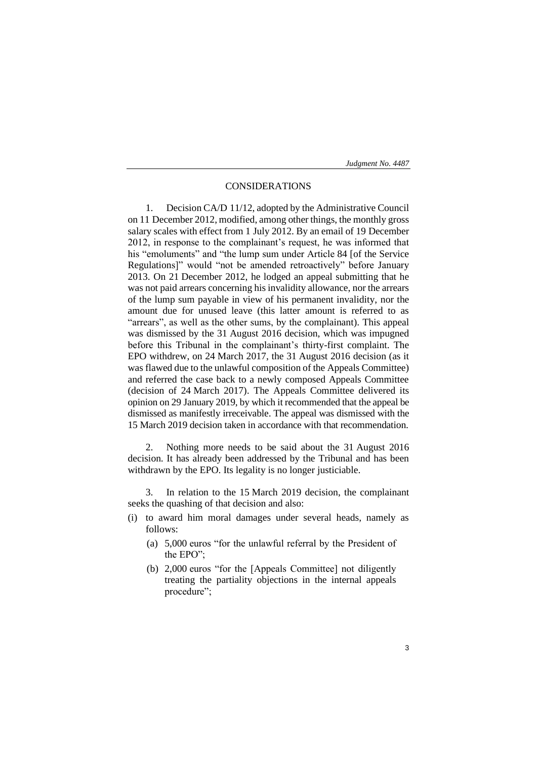## CONSIDERATIONS

1. Decision CA/D 11/12, adopted by the Administrative Council on 11 December 2012, modified, among other things, the monthly gross salary scales with effect from 1 July 2012. By an email of 19 December 2012, in response to the complainant's request, he was informed that his "emoluments" and "the lump sum under Article 84 [of the Service Regulations]" would "not be amended retroactively" before January 2013. On 21 December 2012, he lodged an appeal submitting that he was not paid arrears concerning his invalidity allowance, nor the arrears of the lump sum payable in view of his permanent invalidity, nor the amount due for unused leave (this latter amount is referred to as "arrears", as well as the other sums, by the complainant). This appeal was dismissed by the 31 August 2016 decision, which was impugned before this Tribunal in the complainant's thirty-first complaint. The EPO withdrew, on 24 March 2017, the 31 August 2016 decision (as it was flawed due to the unlawful composition of the Appeals Committee) and referred the case back to a newly composed Appeals Committee (decision of 24 March 2017). The Appeals Committee delivered its opinion on 29 January 2019, by which it recommended that the appeal be dismissed as manifestly irreceivable. The appeal was dismissed with the 15 March 2019 decision taken in accordance with that recommendation.

2. Nothing more needs to be said about the 31 August 2016 decision. It has already been addressed by the Tribunal and has been withdrawn by the EPO. Its legality is no longer justiciable.

3. In relation to the 15 March 2019 decision, the complainant seeks the quashing of that decision and also:

(i) to award him moral damages under several heads, namely as follows:

   (a) 5,000 euros "for the unlawful referral by the President of the EPO";

   (b) 2,000 euros "for the [Appeals Committee] not diligently treating the partiality objections in the internal appeals procedure";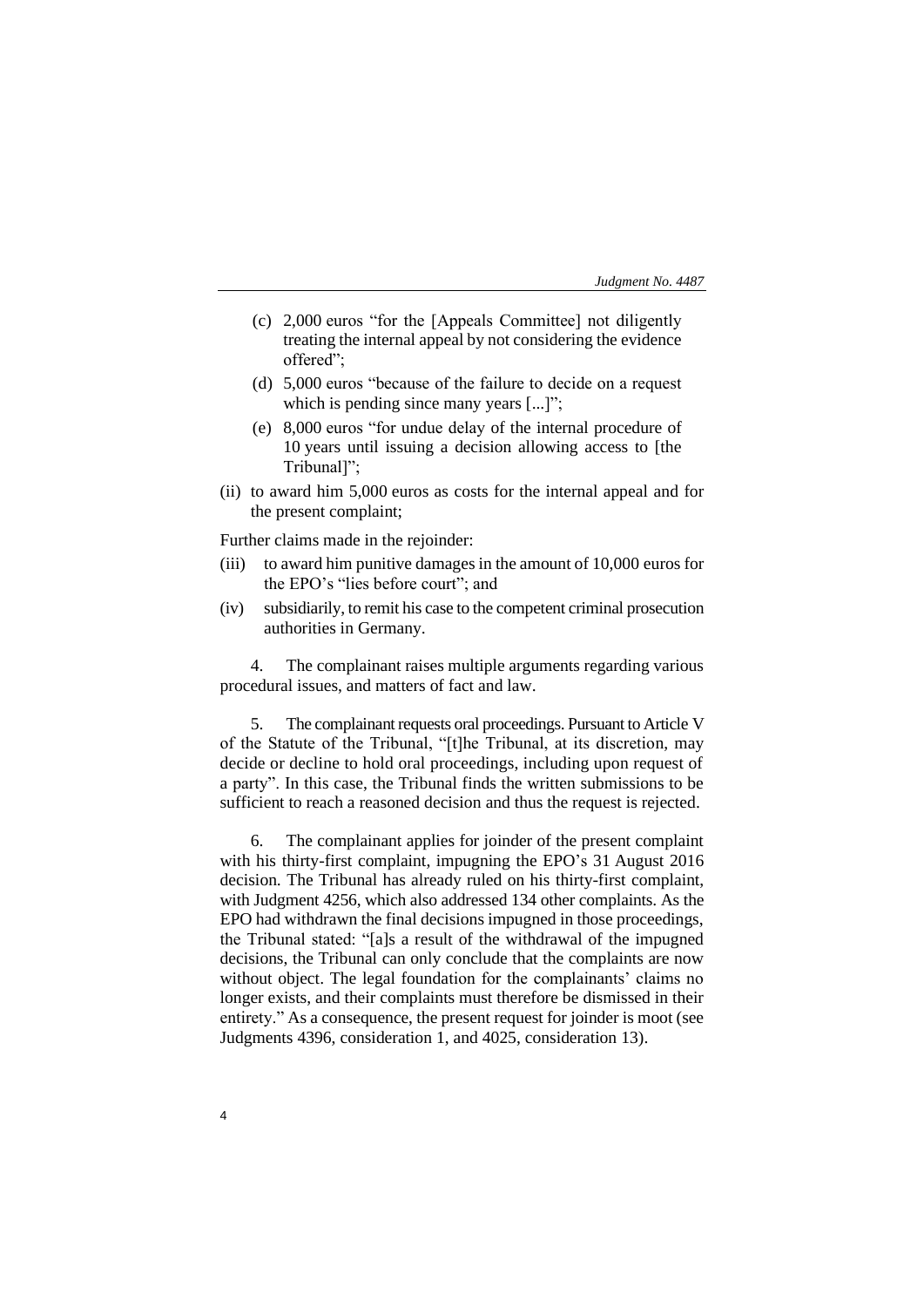(c) 2,000 euros "for the [Appeals Committee] not diligently treating the internal appeal by not considering the evidence offered";

(d) 5,000 euros "because of the failure to decide on a request which is pending since many years [...]";

(e) 8,000 euros "for undue delay of the internal procedure of 10 years until issuing a decision allowing access to [the Tribunal]";

(ii) to award him 5,000 euros as costs for the internal appeal and for the present complaint;

Further claims made in the rejoinder:

(iii) to award him punitive damages in the amount of 10,000 euros for the EPO's "lies before court"; and

(iv) subsidiarily, to remit his case to the competent criminal prosecution authorities in Germany.

4. The complainant raises multiple arguments regarding various procedural issues, and matters of fact and law.

5. The complainant requests oral proceedings. Pursuant to Article V of the Statute of the Tribunal, "[t]he Tribunal, at its discretion, may decide or decline to hold oral proceedings, including upon request of a party". In this case, the Tribunal finds the written submissions to be sufficient to reach a reasoned decision and thus the request is rejected.

6. The complainant applies for joinder of the present complaint with his thirty-first complaint, impugning the EPO's 31 August 2016 decision. The Tribunal has already ruled on his thirty-first complaint, with Judgment 4256, which also addressed 134 other complaints. As the EPO had withdrawn the final decisions impugned in those proceedings, the Tribunal stated: "[a]s a result of the withdrawal of the impugned decisions, the Tribunal can only conclude that the complaints are now without object. The legal foundation for the complainants' claims no longer exists, and their complaints must therefore be dismissed in their entirety." As a consequence, the present request for joinder is moot (see Judgments 4396, consideration 1, and 4025, consideration 13).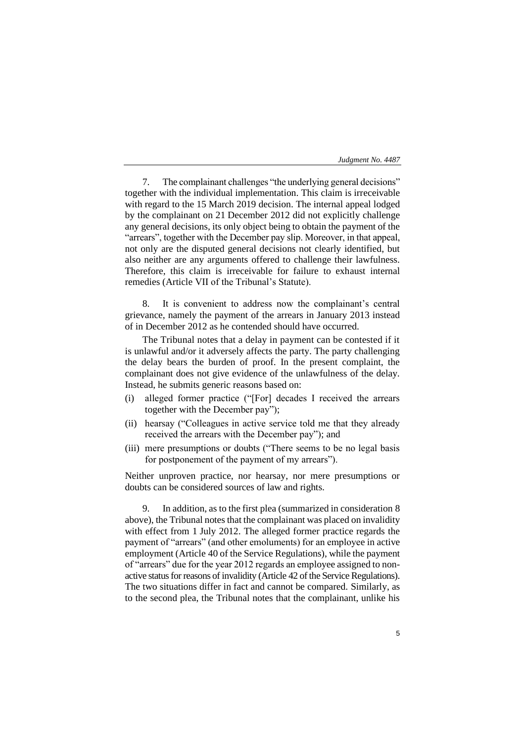7. The complainant challenges "the underlying general decisions" together with the individual implementation. This claim is irreceivable with regard to the 15 March 2019 decision. The internal appeal lodged by the complainant on 21 December 2012 did not explicitly challenge any general decisions, its only object being to obtain the payment of the "arrears", together with the December pay slip. Moreover, in that appeal, not only are the disputed general decisions not clearly identified, but also neither are any arguments offered to challenge their lawfulness. Therefore, this claim is irreceivable for failure to exhaust internal remedies (Article VII of the Tribunal's Statute).

8. It is convenient to address now the complainant's central grievance, namely the payment of the arrears in January 2013 instead of in December 2012 as he contended should have occurred.

The Tribunal notes that a delay in payment can be contested if it is unlawful and/or it adversely affects the party. The party challenging the delay bears the burden of proof. In the present complaint, the complainant does not give evidence of the unlawfulness of the delay. Instead, he submits generic reasons based on:

(i) alleged former practice ("[For] decades I received the arrears together with the December pay");

(ii) hearsay ("Colleagues in active service told me that they already received the arrears with the December pay"); and

(iii) mere presumptions or doubts ("There seems to be no legal basis for postponement of the payment of my arrears").

Neither unproven practice, nor hearsay, nor mere presumptions or doubts can be considered sources of law and rights.

9. In addition, as to the first plea (summarized in consideration 8 above), the Tribunal notes that the complainant was placed on invalidity with effect from 1 July 2012. The alleged former practice regards the payment of "arrears" (and other emoluments) for an employee in active employment (Article 40 of the Service Regulations), while the payment of "arrears" due for the year 2012 regards an employee assigned to non-active status for reasons of invalidity (Article 42 of the Service Regulations). The two situations differ in fact and cannot be compared. Similarly, as to the second plea, the Tribunal notes that the complainant, unlike his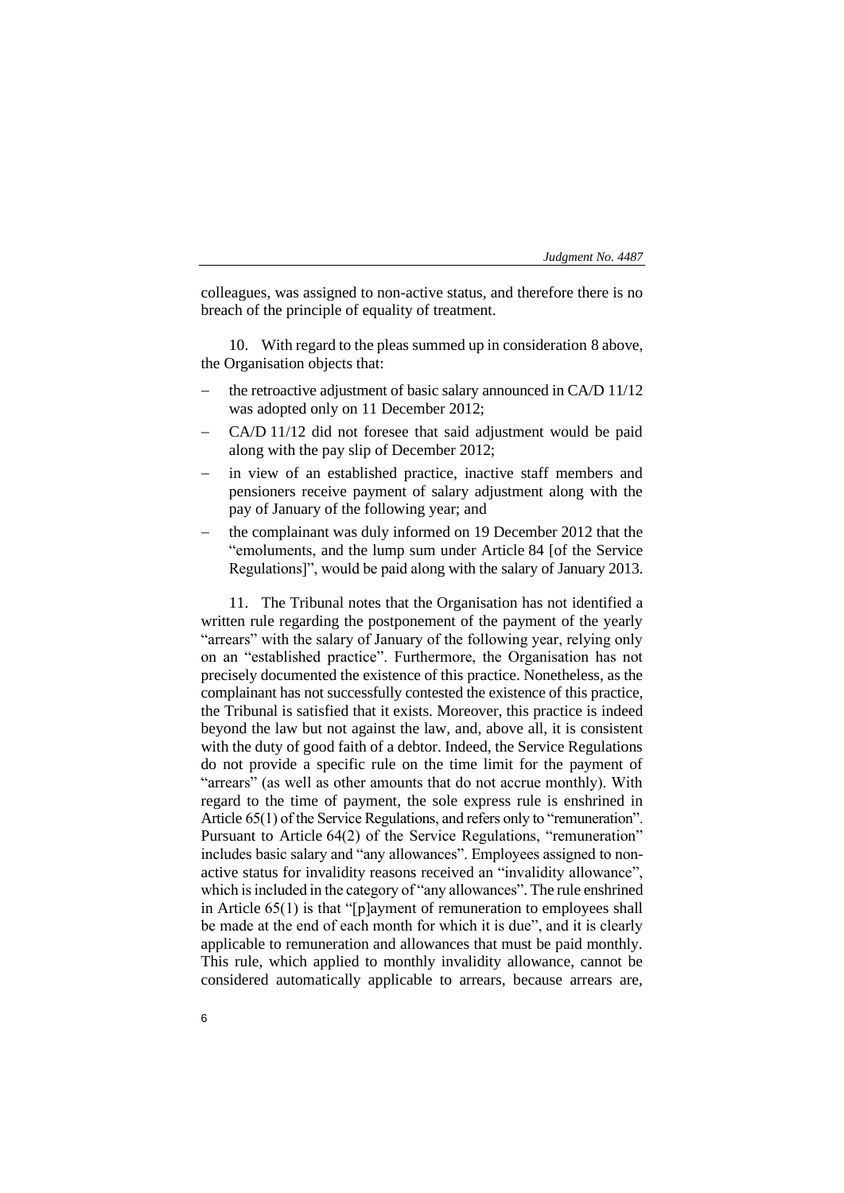colleagues, was assigned to non-active status, and therefore there is no breach of the principle of equality of treatment.

10. With regard to the pleas summed up in consideration 8 above, the Organisation objects that:

- the retroactive adjustment of basic salary announced in CA/D 11/12 was adopted only on 11 December 2012;
- CA/D 11/12 did not foresee that said adjustment would be paid along with the pay slip of December 2012;
- in view of an established practice, inactive staff members and pensioners receive payment of salary adjustment along with the pay of January of the following year; and
- the complainant was duly informed on 19 December 2012 that the "emoluments, and the lump sum under Article 84 [of the Service Regulations]", would be paid along with the salary of January 2013.

11. The Tribunal notes that the Organisation has not identified a written rule regarding the postponement of the payment of the yearly "arrears" with the salary of January of the following year, relying only on an "established practice". Furthermore, the Organisation has not precisely documented the existence of this practice. Nonetheless, as the complainant has not successfully contested the existence of this practice, the Tribunal is satisfied that it exists. Moreover, this practice is indeed beyond the law but not against the law, and, above all, it is consistent with the duty of good faith of a debtor. Indeed, the Service Regulations do not provide a specific rule on the time limit for the payment of "arrears" (as well as other amounts that do not accrue monthly). With regard to the time of payment, the sole express rule is enshrined in Article 65(1) of the Service Regulations, and refers only to "remuneration". Pursuant to Article 64(2) of the Service Regulations, "remuneration" includes basic salary and "any allowances". Employees assigned to non-active status for invalidity reasons received an "invalidity allowance", which is included in the category of "any allowances". The rule enshrined in Article 65(1) is that "[p]ayment of remuneration to employees shall be made at the end of each month for which it is due", and it is clearly applicable to remuneration and allowances that must be paid monthly. This rule, which applied to monthly invalidity allowance, cannot be considered automatically applicable to arrears, because arrears are,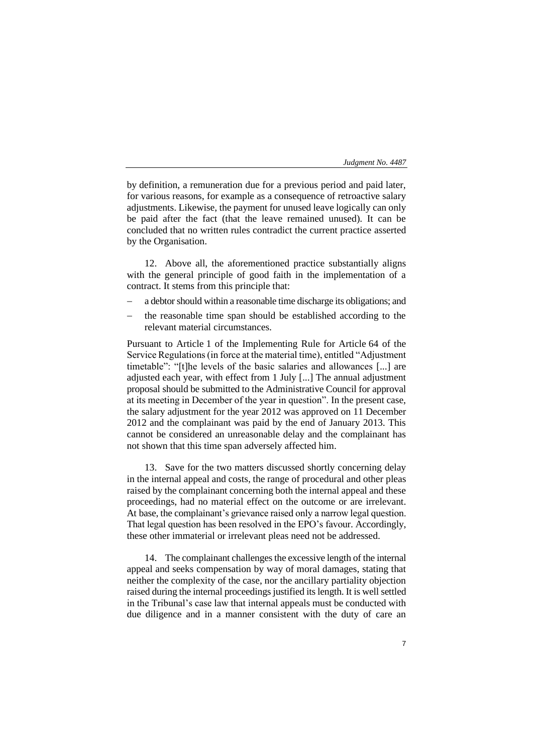by definition, a remuneration due for a previous period and paid later, for various reasons, for example as a consequence of retroactive salary adjustments. Likewise, the payment for unused leave logically can only be paid after the fact (that the leave remained unused). It can be concluded that no written rules contradict the current practice asserted by the Organisation.

12. Above all, the aforementioned practice substantially aligns with the general principle of good faith in the implementation of a contract. It stems from this principle that:

- a debtor should within a reasonable time discharge its obligations; and
- the reasonable time span should be established according to the relevant material circumstances.

Pursuant to Article 1 of the Implementing Rule for Article 64 of the Service Regulations (in force at the material time), entitled "Adjustment timetable": "[t]he levels of the basic salaries and allowances [...] are adjusted each year, with effect from 1 July [...] The annual adjustment proposal should be submitted to the Administrative Council for approval at its meeting in December of the year in question". In the present case, the salary adjustment for the year 2012 was approved on 11 December 2012 and the complainant was paid by the end of January 2013. This cannot be considered an unreasonable delay and the complainant has not shown that this time span adversely affected him.

13. Save for the two matters discussed shortly concerning delay in the internal appeal and costs, the range of procedural and other pleas raised by the complainant concerning both the internal appeal and these proceedings, had no material effect on the outcome or are irrelevant. At base, the complainant's grievance raised only a narrow legal question. That legal question has been resolved in the EPO's favour. Accordingly, these other immaterial or irrelevant pleas need not be addressed.

14. The complainant challenges the excessive length of the internal appeal and seeks compensation by way of moral damages, stating that neither the complexity of the case, nor the ancillary partiality objection raised during the internal proceedings justified its length. It is well settled in the Tribunal's case law that internal appeals must be conducted with due diligence and in a manner consistent with the duty of care an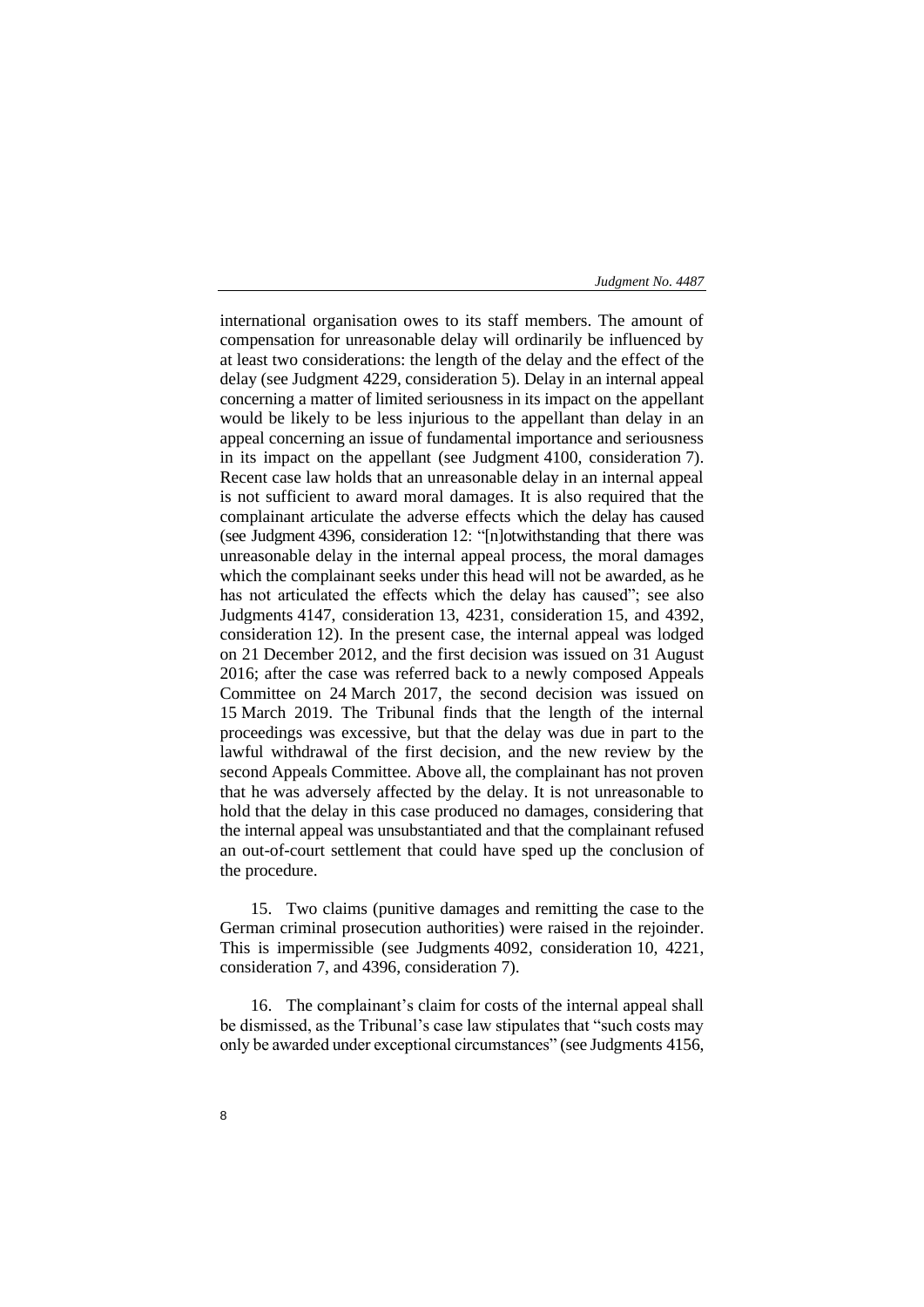international organisation owes to its staff members. The amount of compensation for unreasonable delay will ordinarily be influenced by at least two considerations: the length of the delay and the effect of the delay (see Judgment 4229, consideration 5). Delay in an internal appeal concerning a matter of limited seriousness in its impact on the appellant would be likely to be less injurious to the appellant than delay in an appeal concerning an issue of fundamental importance and seriousness in its impact on the appellant (see Judgment 4100, consideration 7). Recent case law holds that an unreasonable delay in an internal appeal is not sufficient to award moral damages. It is also required that the complainant articulate the adverse effects which the delay has caused (see Judgment 4396, consideration 12: "[n]otwithstanding that there was unreasonable delay in the internal appeal process, the moral damages which the complainant seeks under this head will not be awarded, as he has not articulated the effects which the delay has caused"; see also Judgments 4147, consideration 13, 4231, consideration 15, and 4392, consideration 12). In the present case, the internal appeal was lodged on 21 December 2012, and the first decision was issued on 31 August 2016; after the case was referred back to a newly composed Appeals Committee on 24 March 2017, the second decision was issued on 15 March 2019. The Tribunal finds that the length of the internal proceedings was excessive, but that the delay was due in part to the lawful withdrawal of the first decision, and the new review by the second Appeals Committee. Above all, the complainant has not proven that he was adversely affected by the delay. It is not unreasonable to hold that the delay in this case produced no damages, considering that the internal appeal was unsubstantiated and that the complainant refused an out-of-court settlement that could have sped up the conclusion of the procedure.

15. Two claims (punitive damages and remitting the case to the German criminal prosecution authorities) were raised in the rejoinder. This is impermissible (see Judgments 4092, consideration 10, 4221, consideration 7, and 4396, consideration 7).

16. The complainant's claim for costs of the internal appeal shall be dismissed, as the Tribunal's case law stipulates that "such costs may only be awarded under exceptional circumstances" (see Judgments 4156,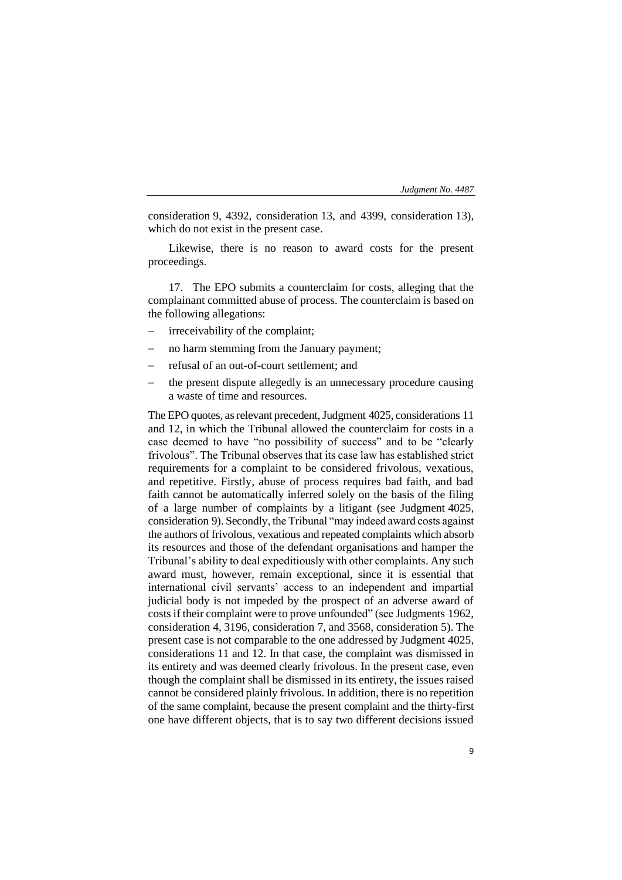consideration 9, 4392, consideration 13, and 4399, consideration 13), which do not exist in the present case.

Likewise, there is no reason to award costs for the present proceedings.

17. The EPO submits a counterclaim for costs, alleging that the complainant committed abuse of process. The counterclaim is based on the following allegations:

- irreceivability of the complaint;
- no harm stemming from the January payment;
- refusal of an out-of-court settlement; and
- the present dispute allegedly is an unnecessary procedure causing a waste of time and resources.

The EPO quotes, as relevant precedent, Judgment 4025, considerations 11 and 12, in which the Tribunal allowed the counterclaim for costs in a case deemed to have "no possibility of success" and to be "clearly frivolous". The Tribunal observes that its case law has established strict requirements for a complaint to be considered frivolous, vexatious, and repetitive. Firstly, abuse of process requires bad faith, and bad faith cannot be automatically inferred solely on the basis of the filing of a large number of complaints by a litigant (see Judgment 4025, consideration 9). Secondly, the Tribunal "may indeed award costs against the authors of frivolous, vexatious and repeated complaints which absorb its resources and those of the defendant organisations and hamper the Tribunal's ability to deal expeditiously with other complaints. Any such award must, however, remain exceptional, since it is essential that international civil servants' access to an independent and impartial judicial body is not impeded by the prospect of an adverse award of costs if their complaint were to prove unfounded" (see Judgments 1962, consideration 4, 3196, consideration 7, and 3568, consideration 5). The present case is not comparable to the one addressed by Judgment 4025, considerations 11 and 12. In that case, the complaint was dismissed in its entirety and was deemed clearly frivolous. In the present case, even though the complaint shall be dismissed in its entirety, the issues raised cannot be considered plainly frivolous. In addition, there is no repetition of the same complaint, because the present complaint and the thirty-first one have different objects, that is to say two different decisions issued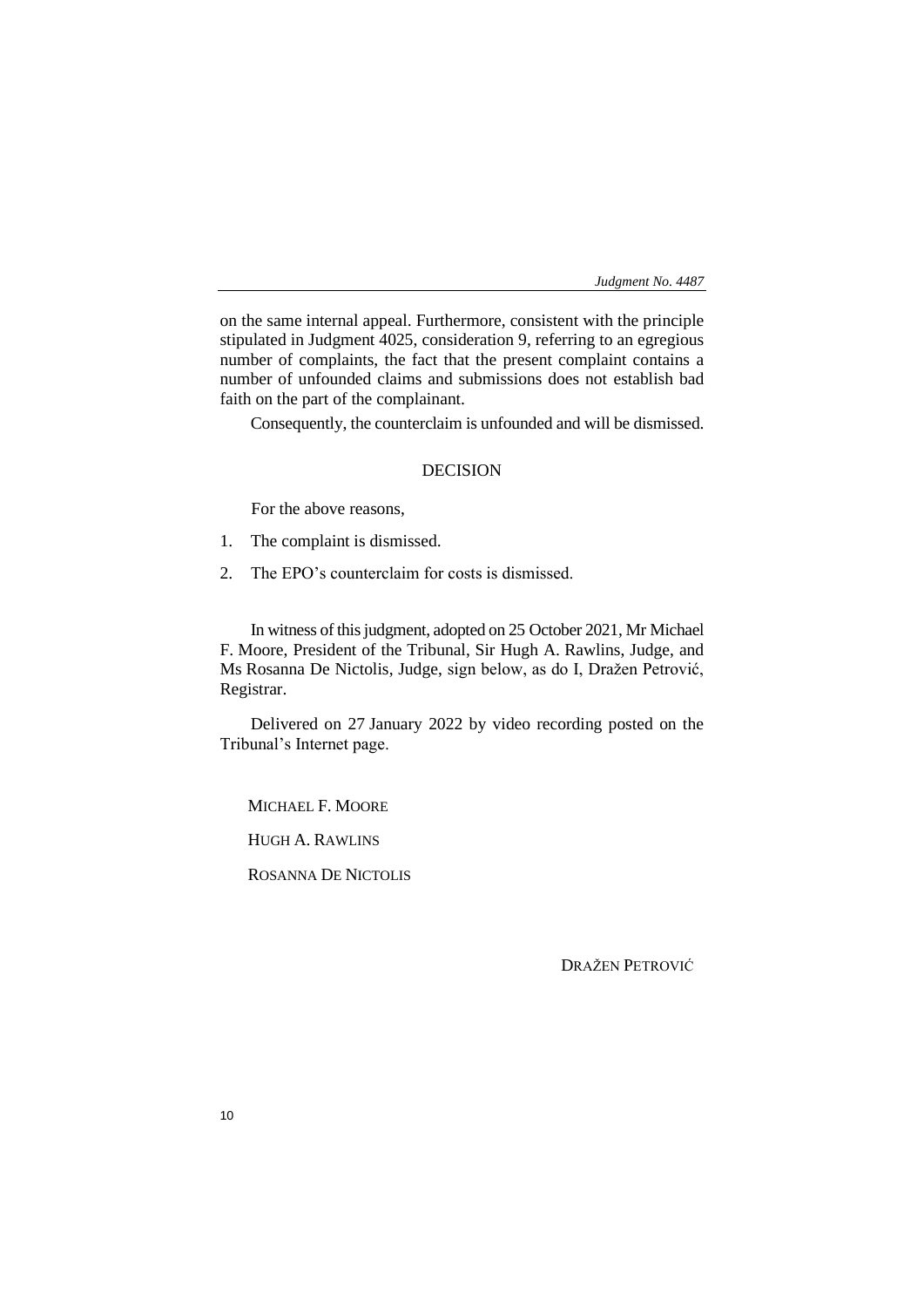on the same internal appeal. Furthermore, consistent with the principle stipulated in Judgment 4025, consideration 9, referring to an egregious number of complaints, the fact that the present complaint contains a number of unfounded claims and submissions does not establish bad faith on the part of the complainant.

Consequently, the counterclaim is unfounded and will be dismissed.

## DECISION

For the above reasons,

1. The complaint is dismissed.
2. The EPO's counterclaim for costs is dismissed.

In witness of this judgment, adopted on 25 October 2021, Mr Michael F. Moore, President of the Tribunal, Sir Hugh A. Rawlins, Judge, and Ms Rosanna De Nictolis, Judge, sign below, as do I, Dražen Petrović, Registrar.

Delivered on 27 January 2022 by video recording posted on the Tribunal's Internet page.

MICHAEL F. MOORE

HUGH A. RAWLINS

ROSANNA DE NICTOLIS

DRAŽEN PETROVIĆ